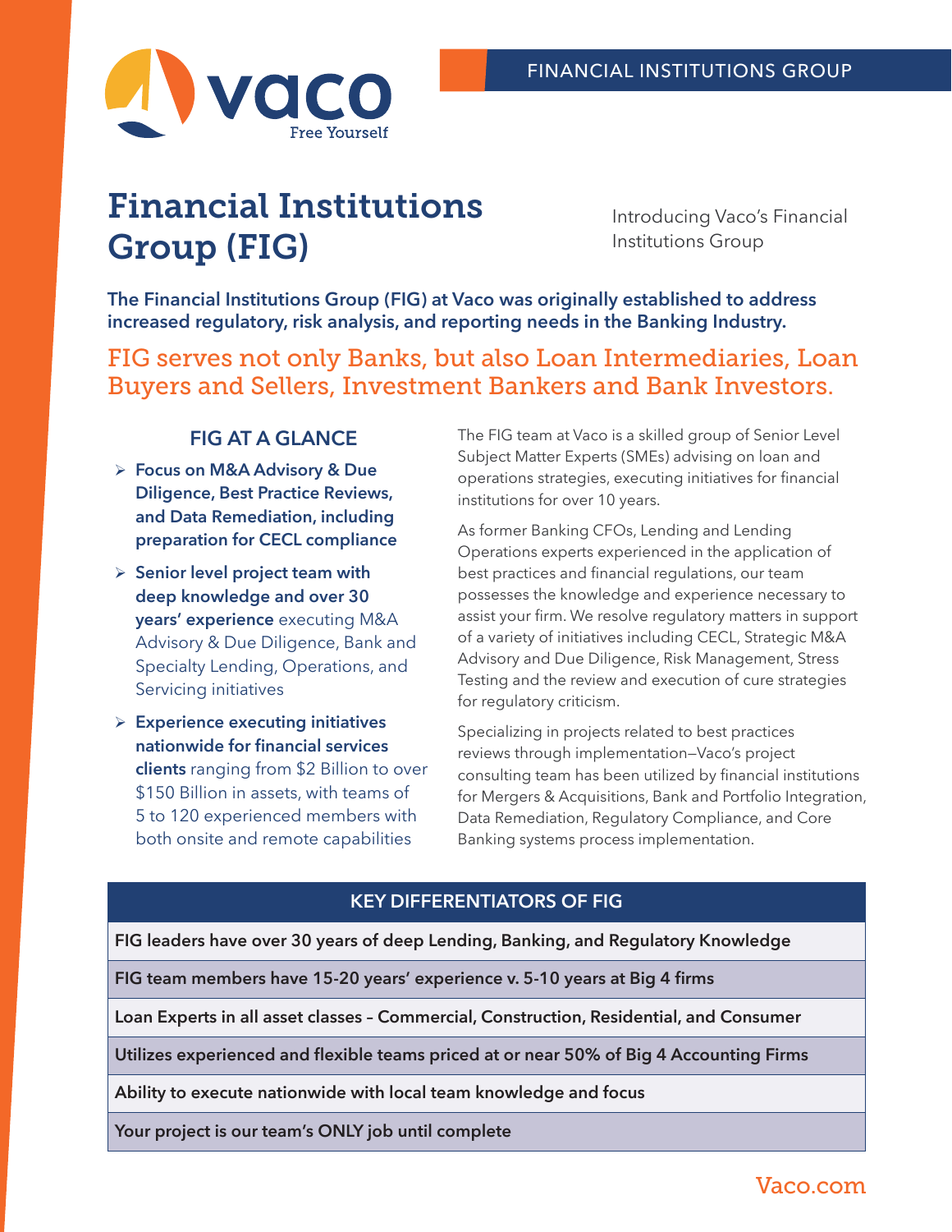FINANCIAL INSTITUTIONS GROUP

# Financial Institutions Group (FIG)

Introducing Vaco's Financial Institutions Group

**The Financial Institutions Group (FIG) at Vaco was originally established to address increased regulatory, risk analysis, and reporting needs in the Banking Industry.**

## FIG serves not only Banks, but also Loan Intermediaries, Loan Buyers and Sellers, Investment Bankers and Bank Investors.

### FIG AT A GLANCE

- **Focus on M&A Advisory & Due Diligence, Best Practice Reviews, and Data Remediation, including preparation for CECL compliance**
- **Senior level project team with deep knowledge and over 30 years' experience** executing M&A Advisory & Due Diligence, Bank and Specialty Lending, Operations, and Servicing initiatives
- **Experience executing initiatives nationwide for financial services clients** ranging from $2 Billion to over $150 Billion in assets, with teams of 5 to 120 experienced members with both onsite and remote capabilities

The FIG team at Vaco is a skilled group of Senior Level Subject Matter Experts (SMEs) advising on loan and operations strategies, executing initiatives for financial institutions for over 10 years.

As former Banking CFOs, Lending and Lending Operations experts experienced in the application of best practices and financial regulations, our team possesses the knowledge and experience necessary to assist your firm. We resolve regulatory matters in support of a variety of initiatives including CECL, Strategic M&A Advisory and Due Diligence, Risk Management, Stress Testing and the review and execution of cure strategies for regulatory criticism.

Specializing in projects related to best practices reviews through implementation—Vaco's project consulting team has been utilized by financial institutions for Mergers & Acquisitions, Bank and Portfolio Integration, Data Remediation, Regulatory Compliance, and Core Banking systems process implementation.

| KEY DIFFERENTIATORS OF FIG |
| --- |
| FIG leaders have over 30 years of deep Lending, Banking, and Regulatory Knowledge |
| FIG team members have 15-20 years' experience v. 5-10 years at Big 4 firms |
| Loan Experts in all asset classes – Commercial, Construction, Residential, and Consumer |
| Utilizes experienced and flexible teams priced at or near 50% of Big 4 Accounting Firms |
| Ability to execute nationwide with local team knowledge and focus |
| Your project is our team's ONLY job until complete |

Vaco.com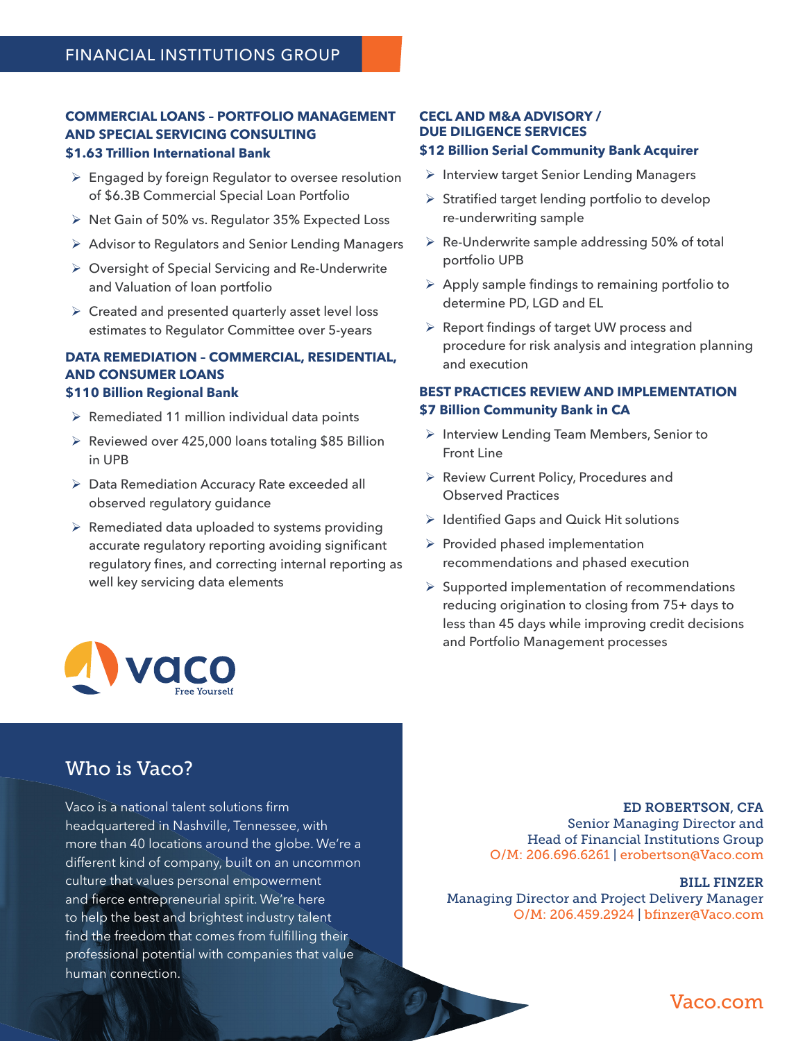# FINANCIAL INSTITUTIONS GROUP

### COMMERCIAL LOANS – PORTFOLIO MANAGEMENT AND SPECIAL SERVICING CONSULTING

**$1.63 Trillion International Bank**

- Engaged by foreign Regulator to oversee resolution of $6.3B Commercial Special Loan Portfolio
- Net Gain of 50% vs. Regulator 35% Expected Loss
- Advisor to Regulators and Senior Lending Managers
- Oversight of Special Servicing and Re-Underwrite and Valuation of loan portfolio
- Created and presented quarterly asset level loss estimates to Regulator Committee over 5-years

### DATA REMEDIATION – COMMERCIAL, RESIDENTIAL, AND CONSUMER LOANS

**$110 Billion Regional Bank**

- Remediated 11 million individual data points
- Reviewed over 425,000 loans totaling $85 Billion in UPB
- Data Remediation Accuracy Rate exceeded all observed regulatory guidance
- Remediated data uploaded to systems providing accurate regulatory reporting avoiding significant regulatory fines, and correcting internal reporting as well key servicing data elements

### CECL AND M&A ADVISORY / DUE DILIGENCE SERVICES

**$12 Billion Serial Community Bank Acquirer**

- Interview target Senior Lending Managers
- Stratified target lending portfolio to develop re-underwriting sample
- Re-Underwrite sample addressing 50% of total portfolio UPB
- Apply sample findings to remaining portfolio to determine PD, LGD and EL
- Report findings of target UW process and procedure for risk analysis and integration planning and execution

### BEST PRACTICES REVIEW AND IMPLEMENTATION

**$7 Billion Community Bank in CA**

- Interview Lending Team Members, Senior to Front Line
- Review Current Policy, Procedures and Observed Practices
- Identified Gaps and Quick Hit solutions
- Provided phased implementation recommendations and phased execution
- Supported implementation of recommendations reducing origination to closing from 75+ days to less than 45 days while improving credit decisions and Portfolio Management processes

vaco
Free Yourself

## Who is Vaco?

Vaco is a national talent solutions firm headquartered in Nashville, Tennessee, with more than 40 locations around the globe. We're a different kind of company, built on an uncommon culture that values personal empowerment and fierce entrepreneurial spirit. We're here to help the best and brightest industry talent find the freedom that comes from fulfilling their professional potential with companies that value human connection.

**ED ROBERTSON, CFA**
Senior Managing Director and
Head of Financial Institutions Group
O/M: 206.696.6261 | erobertson@Vaco.com

**BILL FINZER**
Managing Director and Project Delivery Manager
O/M: 206.459.2924 | bfinzer@Vaco.com

Vaco.com